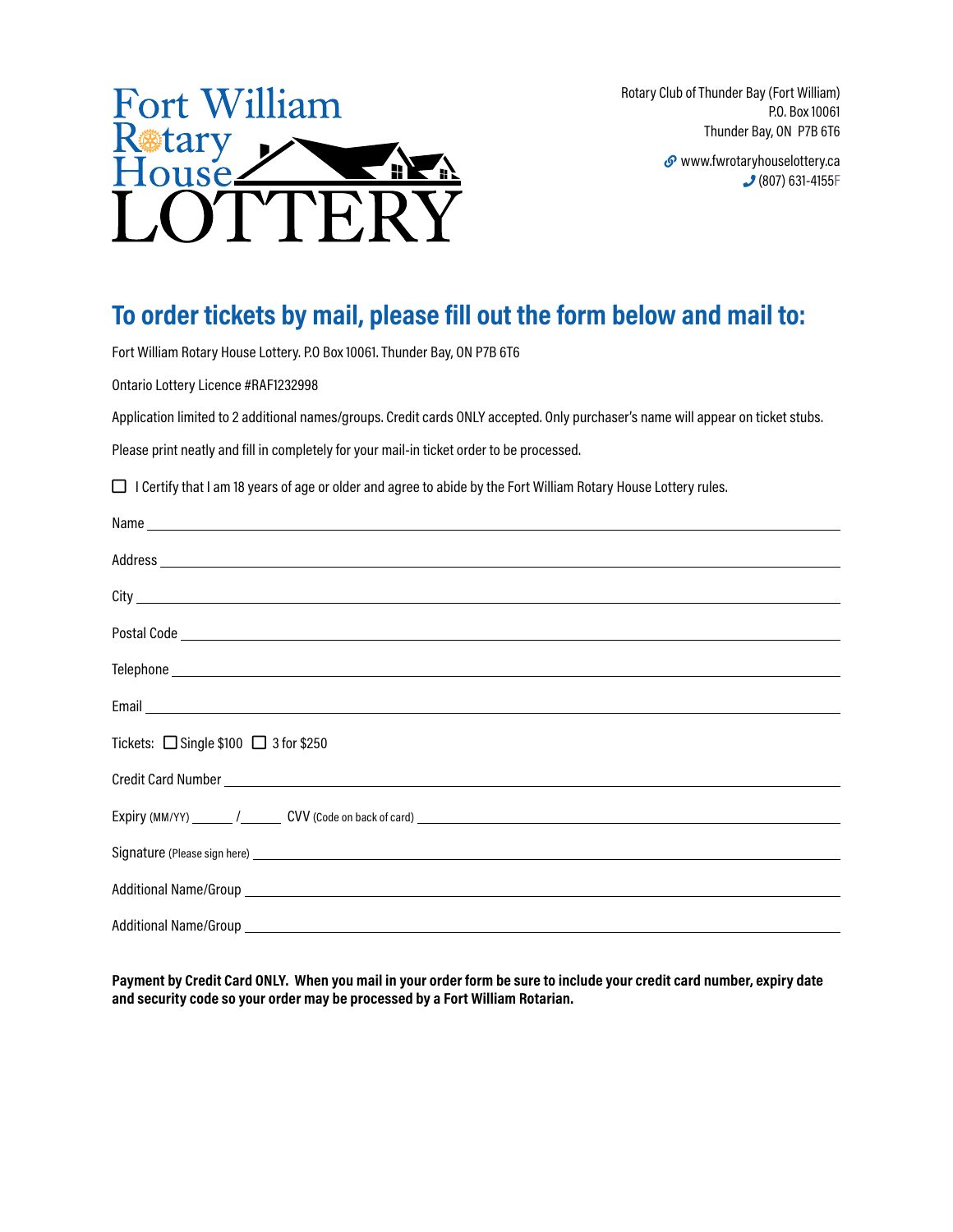# Fort William Rotary House LOTTERY

Rotary Club of Thunder Bay (Fort William)
P.O. Box 10061
Thunder Bay, ON P7B 6T6

www.fwrotaryhouselottery.ca
(807) 631-4155F

## To order tickets by mail, please fill out the form below and mail to:

Fort William Rotary House Lottery. P.O Box 10061. Thunder Bay, ON P7B 6T6

Ontario Lottery Licence #RAF1232998

Application limited to 2 additional names/groups. Credit cards ONLY accepted. Only purchaser's name will appear on ticket stubs.

Please print neatly and fill in completely for your mail-in ticket order to be processed.

☐ I Certify that I am 18 years of age or older and agree to abide by the Fort William Rotary House Lottery rules.

Name ______________________________

Address ______________________________

City ______________________________

Postal Code ______________________________

Telephone ______________________________

Email ______________________________

Tickets: ☐ Single $100 ☐ 3 for $250

Credit Card Number ______________________________

Expiry (MM/YY) ______ / ______ CVV (Code on back of card) ______________________________

Signature (Please sign here) ______________________________

Additional Name/Group ______________________________

Additional Name/Group ______________________________

**Payment by Credit Card ONLY. When you mail in your order form be sure to include your credit card number, expiry date and security code so your order may be processed by a Fort William Rotarian.**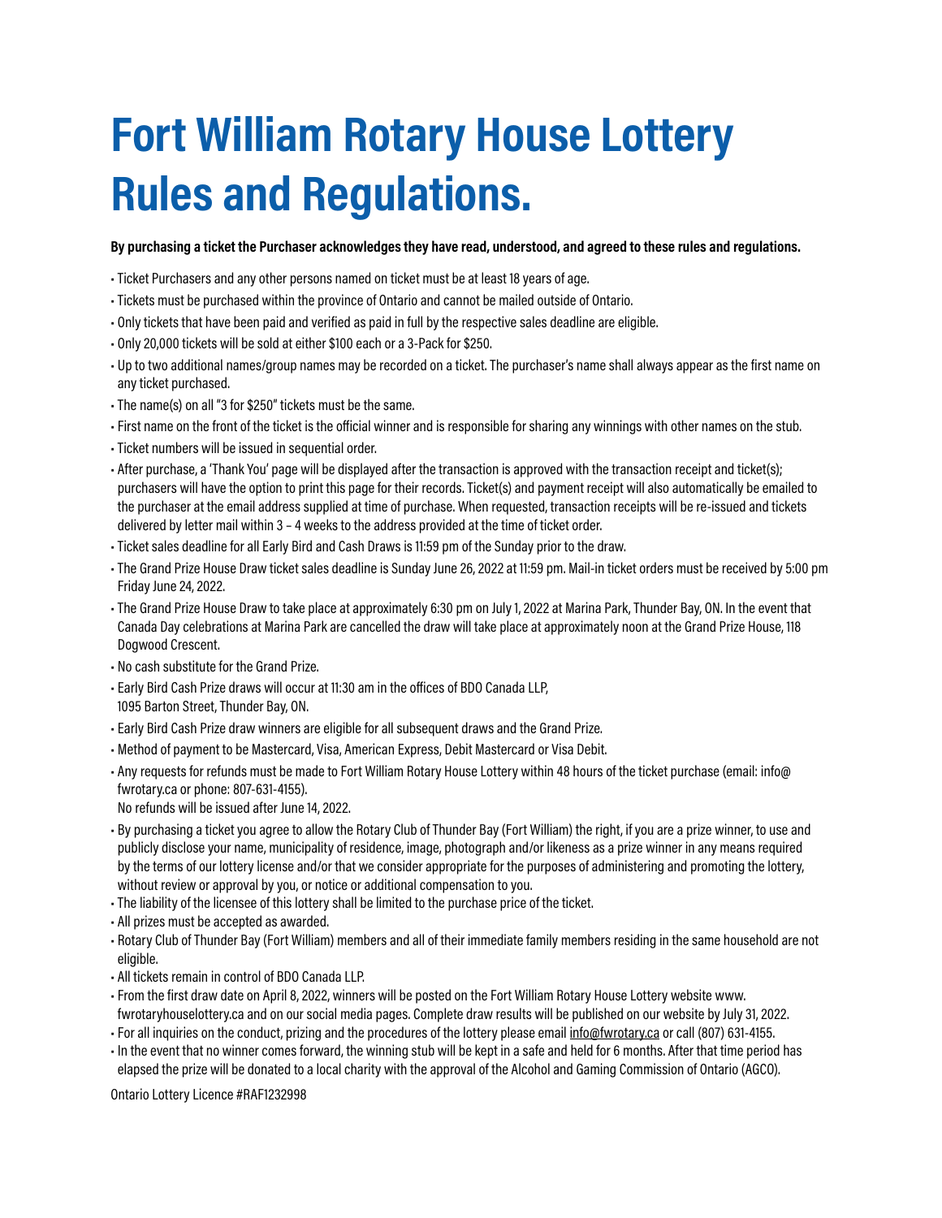# Fort William Rotary House Lottery Rules and Regulations.

**By purchasing a ticket the Purchaser acknowledges they have read, understood, and agreed to these rules and regulations.**

- Ticket Purchasers and any other persons named on ticket must be at least 18 years of age.
- Tickets must be purchased within the province of Ontario and cannot be mailed outside of Ontario.
- Only tickets that have been paid and verified as paid in full by the respective sales deadline are eligible.
- Only 20,000 tickets will be sold at either $100 each or a 3-Pack for $250.
- Up to two additional names/group names may be recorded on a ticket. The purchaser's name shall always appear as the first name on any ticket purchased.
- The name(s) on all "3 for $250" tickets must be the same.
- First name on the front of the ticket is the official winner and is responsible for sharing any winnings with other names on the stub.
- Ticket numbers will be issued in sequential order.
- After purchase, a 'Thank You' page will be displayed after the transaction is approved with the transaction receipt and ticket(s); purchasers will have the option to print this page for their records. Ticket(s) and payment receipt will also automatically be emailed to the purchaser at the email address supplied at time of purchase. When requested, transaction receipts will be re-issued and tickets delivered by letter mail within 3 – 4 weeks to the address provided at the time of ticket order.
- Ticket sales deadline for all Early Bird and Cash Draws is 11:59 pm of the Sunday prior to the draw.
- The Grand Prize House Draw ticket sales deadline is Sunday June 26, 2022 at 11:59 pm. Mail-in ticket orders must be received by 5:00 pm Friday June 24, 2022.
- The Grand Prize House Draw to take place at approximately 6:30 pm on July 1, 2022 at Marina Park, Thunder Bay, ON. In the event that Canada Day celebrations at Marina Park are cancelled the draw will take place at approximately noon at the Grand Prize House, 118 Dogwood Crescent.
- No cash substitute for the Grand Prize.
- Early Bird Cash Prize draws will occur at 11:30 am in the offices of BDO Canada LLP, 1095 Barton Street, Thunder Bay, ON.
- Early Bird Cash Prize draw winners are eligible for all subsequent draws and the Grand Prize.
- Method of payment to be Mastercard, Visa, American Express, Debit Mastercard or Visa Debit.
- Any requests for refunds must be made to Fort William Rotary House Lottery within 48 hours of the ticket purchase (email: info@fwrotary.ca or phone: 807-631-4155).
  No refunds will be issued after June 14, 2022.
- By purchasing a ticket you agree to allow the Rotary Club of Thunder Bay (Fort William) the right, if you are a prize winner, to use and publicly disclose your name, municipality of residence, image, photograph and/or likeness as a prize winner in any means required by the terms of our lottery license and/or that we consider appropriate for the purposes of administering and promoting the lottery, without review or approval by you, or notice or additional compensation to you.
- The liability of the licensee of this lottery shall be limited to the purchase price of the ticket.
- All prizes must be accepted as awarded.
- Rotary Club of Thunder Bay (Fort William) members and all of their immediate family members residing in the same household are not eligible.
- All tickets remain in control of BDO Canada LLP.
- From the first draw date on April 8, 2022, winners will be posted on the Fort William Rotary House Lottery website www.fwrotaryhouselottery.ca and on our social media pages. Complete draw results will be published on our website by July 31, 2022.
- For all inquiries on the conduct, prizing and the procedures of the lottery please email info@fwrotary.ca or call (807) 631-4155.
- In the event that no winner comes forward, the winning stub will be kept in a safe and held for 6 months. After that time period has elapsed the prize will be donated to a local charity with the approval of the Alcohol and Gaming Commission of Ontario (AGCO).

Ontario Lottery Licence #RAF1232998